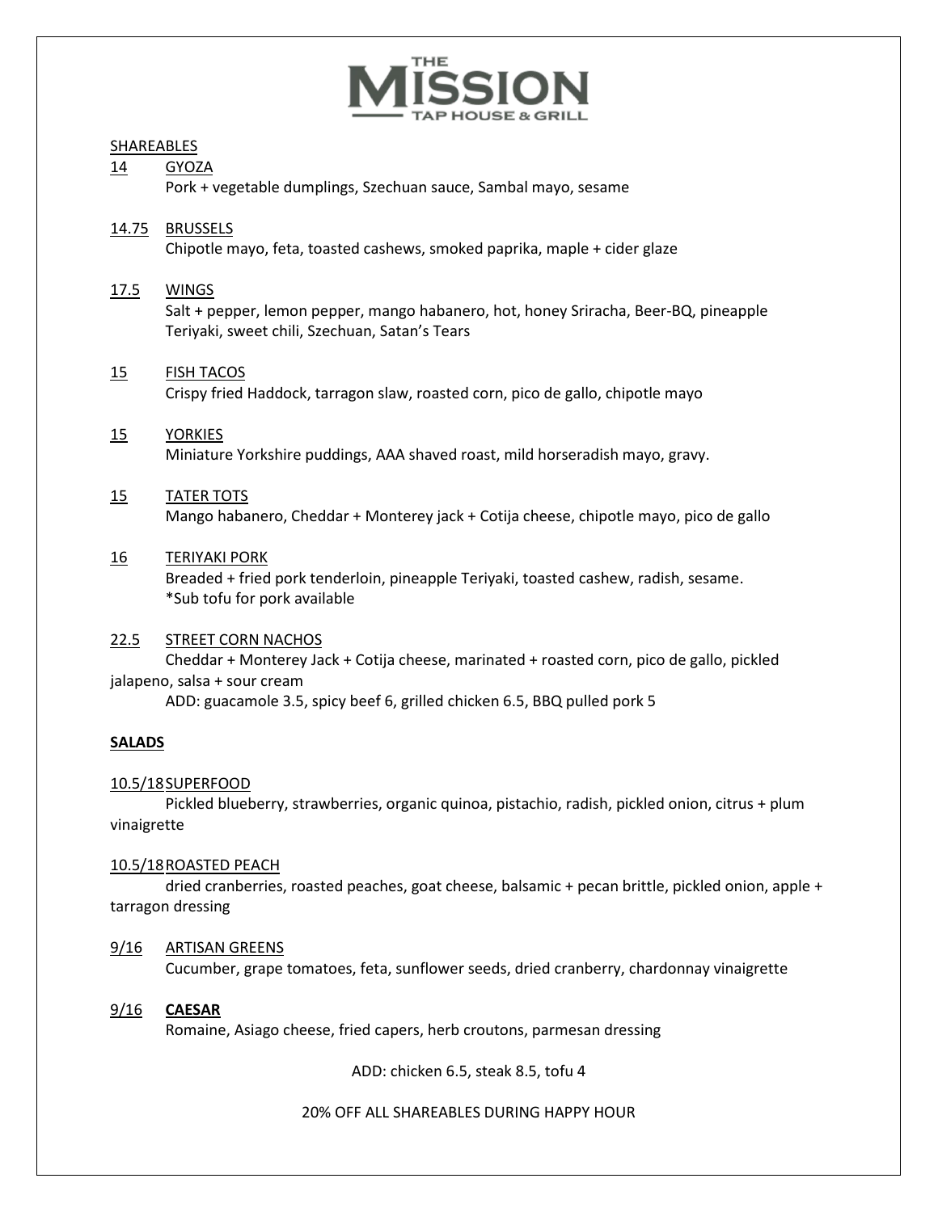# THE MISSION TAP HOUSE & GRILL

## SHAREABLES

**14** GYOZA
Pork + vegetable dumplings, Szechuan sauce, Sambal mayo, sesame

**14.75** BRUSSELS
Chipotle mayo, feta, toasted cashews, smoked paprika, maple + cider glaze

**17.5** WINGS
Salt + pepper, lemon pepper, mango habanero, hot, honey Sriracha, Beer-BQ, pineapple Teriyaki, sweet chili, Szechuan, Satan's Tears

**15** FISH TACOS
Crispy fried Haddock, tarragon slaw, roasted corn, pico de gallo, chipotle mayo

**15** YORKIES
Miniature Yorkshire puddings, AAA shaved roast, mild horseradish mayo, gravy.

**15** TATER TOTS
Mango habanero, Cheddar + Monterey jack + Cotija cheese, chipotle mayo, pico de gallo

**16** TERIYAKI PORK
Breaded + fried pork tenderloin, pineapple Teriyaki, toasted cashew, radish, sesame.
*Sub tofu for pork available

**22.5** STREET CORN NACHOS
Cheddar + Monterey Jack + Cotija cheese, marinated + roasted corn, pico de gallo, pickled jalapeno, salsa + sour cream
ADD: guacamole 3.5, spicy beef 6, grilled chicken 6.5, BBQ pulled pork 5

## SALADS

**10.5/18** SUPERFOOD
Pickled blueberry, strawberries, organic quinoa, pistachio, radish, pickled onion, citrus + plum vinaigrette

**10.5/18** ROASTED PEACH
dried cranberries, roasted peaches, goat cheese, balsamic + pecan brittle, pickled onion, apple + tarragon dressing

**9/16** ARTISAN GREENS
Cucumber, grape tomatoes, feta, sunflower seeds, dried cranberry, chardonnay vinaigrette

**9/16** **CAESAR**
Romaine, Asiago cheese, fried capers, herb croutons, parmesan dressing

ADD: chicken 6.5, steak 8.5, tofu 4

20% OFF ALL SHAREABLES DURING HAPPY HOUR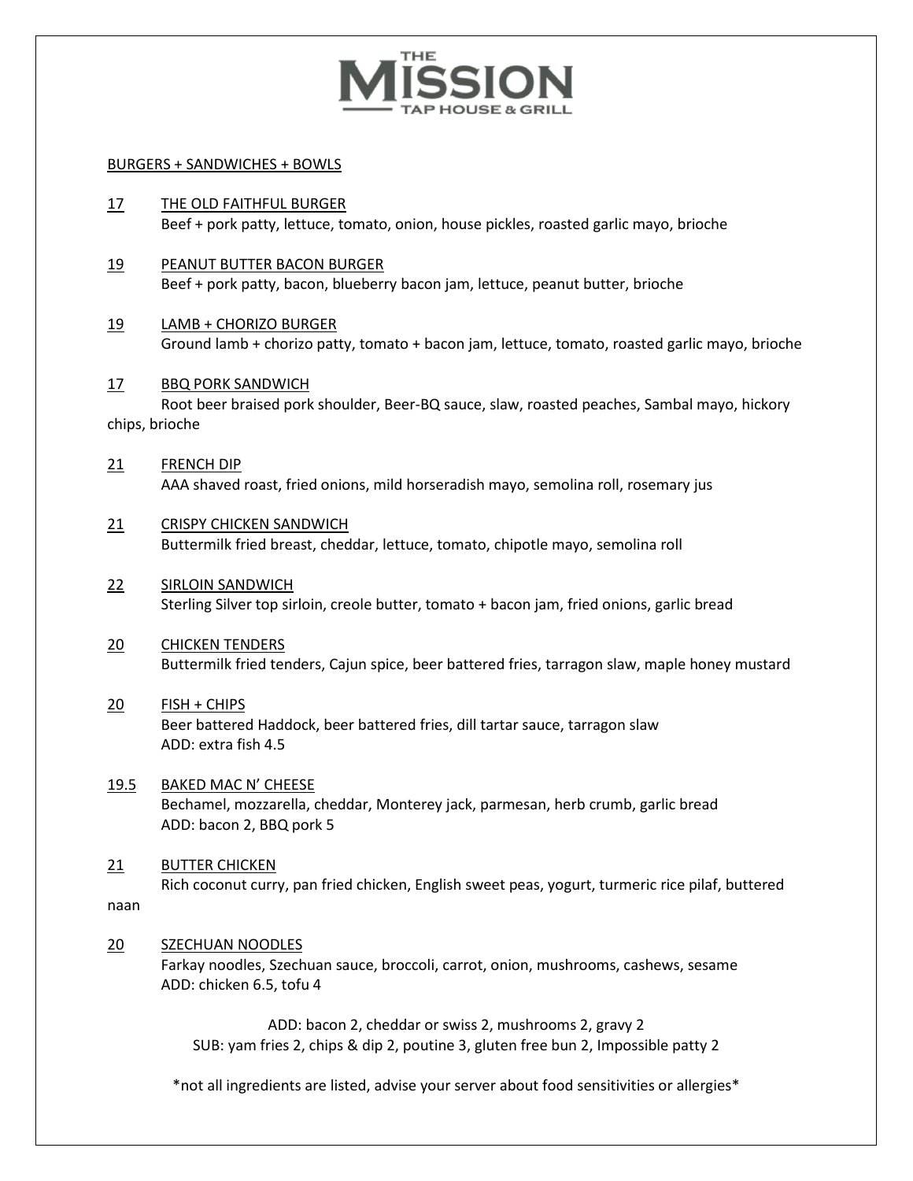# THE MISSION TAP HOUSE & GRILL

## BURGERS + SANDWICHES + BOWLS

**17** THE OLD FAITHFUL BURGER
Beef + pork patty, lettuce, tomato, onion, house pickles, roasted garlic mayo, brioche

**19** PEANUT BUTTER BACON BURGER
Beef + pork patty, bacon, blueberry bacon jam, lettuce, peanut butter, brioche

**19** LAMB + CHORIZO BURGER
Ground lamb + chorizo patty, tomato + bacon jam, lettuce, tomato, roasted garlic mayo, brioche

**17** BBQ PORK SANDWICH
Root beer braised pork shoulder, Beer-BQ sauce, slaw, roasted peaches, Sambal mayo, hickory chips, brioche

**21** FRENCH DIP
AAA shaved roast, fried onions, mild horseradish mayo, semolina roll, rosemary jus

**21** CRISPY CHICKEN SANDWICH
Buttermilk fried breast, cheddar, lettuce, tomato, chipotle mayo, semolina roll

**22** SIRLOIN SANDWICH
Sterling Silver top sirloin, creole butter, tomato + bacon jam, fried onions, garlic bread

**20** CHICKEN TENDERS
Buttermilk fried tenders, Cajun spice, beer battered fries, tarragon slaw, maple honey mustard

**20** FISH + CHIPS
Beer battered Haddock, beer battered fries, dill tartar sauce, tarragon slaw
ADD: extra fish 4.5

**19.5** BAKED MAC N' CHEESE
Bechamel, mozzarella, cheddar, Monterey jack, parmesan, herb crumb, garlic bread
ADD: bacon 2, BBQ pork 5

**21** BUTTER CHICKEN
Rich coconut curry, pan fried chicken, English sweet peas, yogurt, turmeric rice pilaf, buttered naan

**20** SZECHUAN NOODLES
Farkay noodles, Szechuan sauce, broccoli, carrot, onion, mushrooms, cashews, sesame
ADD: chicken 6.5, tofu 4

ADD: bacon 2, cheddar or swiss 2, mushrooms 2, gravy 2
SUB: yam fries 2, chips & dip 2, poutine 3, gluten free bun 2, Impossible patty 2

*not all ingredients are listed, advise your server about food sensitivities or allergies*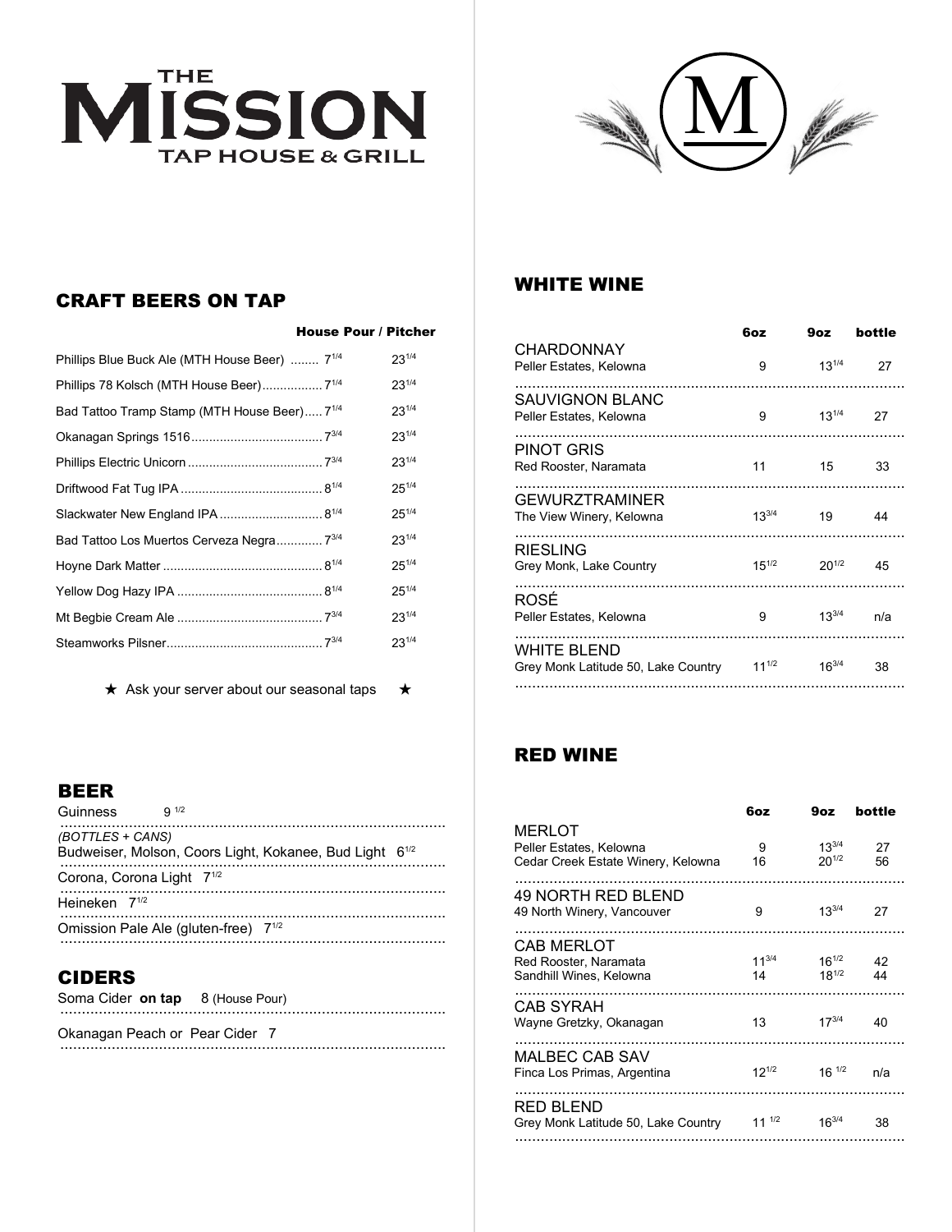# THE MISSION TAP HOUSE & GRILL

## CRAFT BEERS ON TAP

| | House Pour | Pitcher |
|---|---|---|
| Phillips Blue Buck Ale (MTH House Beer) | 7 1/4 | 23 1/4 |
| Phillips 78 Kolsch (MTH House Beer) | 7 1/4 | 23 1/4 |
| Bad Tattoo Tramp Stamp (MTH House Beer) | 7 1/4 | 23 1/4 |
| Okanagan Springs 1516 | 7 3/4 | 23 1/4 |
| Phillips Electric Unicorn | 7 3/4 | 23 1/4 |
| Driftwood Fat Tug IPA | 8 1/4 | 25 1/4 |
| Slackwater New England IPA | 8 1/4 | 25 1/4 |
| Bad Tattoo Los Muertos Cerveza Negra | 7 3/4 | 23 1/4 |
| Hoyne Dark Matter | 8 1/4 | 25 1/4 |
| Yellow Dog Hazy IPA | 8 1/4 | 25 1/4 |
| Mt Begbie Cream Ale | 7 3/4 | 23 1/4 |
| Steamworks Pilsner | 7 3/4 | 23 1/4 |

★ Ask your server about our seasonal taps ★

## BEER

Guinness 9 1/2

*(BOTTLES + CANS)*
Budweiser, Molson, Coors Light, Kokanee, Bud Light 6 1/2

Corona, Corona Light 7 1/2

Heineken 7 1/2

Omission Pale Ale (gluten-free) 7 1/2

## CIDERS

Soma Cider **on tap** 8 (House Pour)

Okanagan Peach or Pear Cider 7

## WHITE WINE

| | 6oz | 9oz | bottle |
|---|---|---|---|
| CHARDONNAY<br>Peller Estates, Kelowna | 9 | 13 1/4 | 27 |
| SAUVIGNON BLANC<br>Peller Estates, Kelowna | 9 | 13 1/4 | 27 |
| PINOT GRIS<br>Red Rooster, Naramata | 11 | 15 | 33 |
| GEWURZTRAMINER<br>The View Winery, Kelowna | 13 3/4 | 19 | 44 |
| RIESLING<br>Grey Monk, Lake Country | 15 1/2 | 20 1/2 | 45 |
| ROSÉ<br>Peller Estates, Kelowna | 9 | 13 3/4 | n/a |
| WHITE BLEND<br>Grey Monk Latitude 50, Lake Country | 11 1/2 | 16 3/4 | 38 |

## RED WINE

| | 6oz | 9oz | bottle |
|---|---|---|---|
| MERLOT<br>Peller Estates, Kelowna | 9 | 13 3/4 | 27 |
| Cedar Creek Estate Winery, Kelowna | 16 | 20 1/2 | 56 |
| 49 NORTH RED BLEND<br>49 North Winery, Vancouver | 9 | 13 3/4 | 27 |
| CAB MERLOT<br>Red Rooster, Naramata | 11 3/4 | 16 1/2 | 42 |
| Sandhill Wines, Kelowna | 14 | 18 1/2 | 44 |
| CAB SYRAH<br>Wayne Gretzky, Okanagan | 13 | 17 3/4 | 40 |
| MALBEC CAB SAV<br>Finca Los Primas, Argentina | 12 1/2 | 16 1/2 | n/a |
| RED BLEND<br>Grey Monk Latitude 50, Lake Country | 11 1/2 | 16 3/4 | 38 |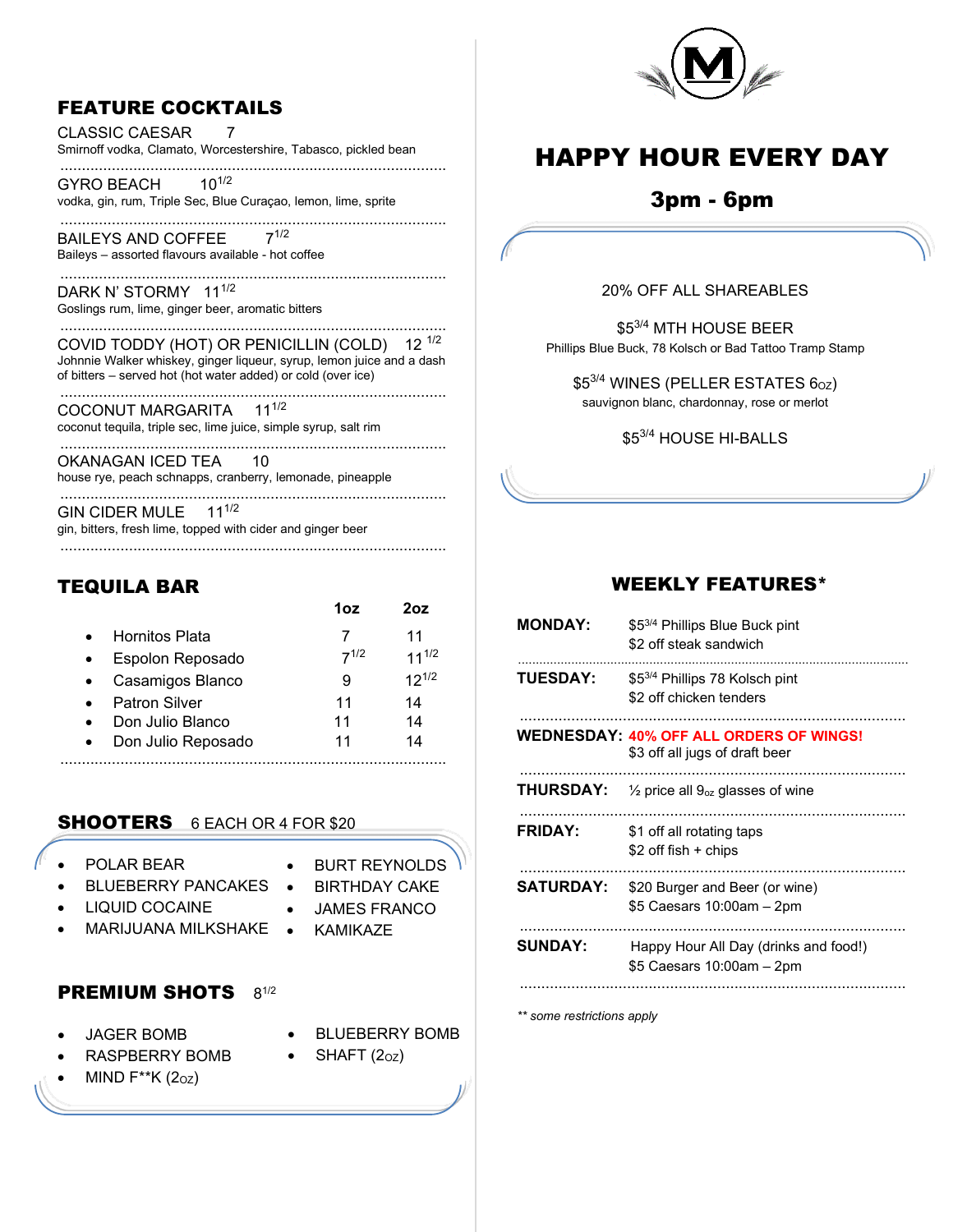## FEATURE COCKTAILS

CLASSIC CAESAR 7
Smirnoff vodka, Clamato, Worcestershire, Tabasco, pickled bean

GYRO BEACH $10^{1/2}$
vodka, gin, rum, Triple Sec, Blue Curaçao, lemon, lime, sprite

BAILEYS AND COFFEE $7^{1/2}$
Baileys – assorted flavours available - hot coffee

DARK N' STORMY $11^{1/2}$
Goslings rum, lime, ginger beer, aromatic bitters

COVID TODDY (HOT) OR PENICILLIN (COLD) $12^{1/2}$
Johnnie Walker whiskey, ginger liqueur, syrup, lemon juice and a dash of bitters – served hot (hot water added) or cold (over ice)

COCONUT MARGARITA $11^{1/2}$
coconut tequila, triple sec, lime juice, simple syrup, salt rim

OKANAGAN ICED TEA 10
house rye, peach schnapps, cranberry, lemonade, pineapple

GIN CIDER MULE $11^{1/2}$
gin, bitters, fresh lime, topped with cider and ginger beer

## TEQUILA BAR

| | 1oz | 2oz |
|---|---|---|
| Hornitos Plata | 7 | 11 |
| Espolon Reposado | $7^{1/2}$ | $11^{1/2}$ |
| Casamigos Blanco | 9 | $12^{1/2}$ |
| Patron Silver | 11 | 14 |
| Don Julio Blanco | 11 | 14 |
| Don Julio Reposado | 11 | 14 |

## SHOOTERS 6 EACH OR 4 FOR $20

- POLAR BEAR
- BLUEBERRY PANCAKES
- LIQUID COCAINE
- MARIJUANA MILKSHAKE
- BURT REYNOLDS
- BIRTHDAY CAKE
- JAMES FRANCO
- KAMIKAZE

## PREMIUM SHOTS $8^{1/2}$

- JAGER BOMB
- RASPBERRY BOMB
- MIND F**K (2oz)
- BLUEBERRY BOMB
- SHAFT (2oz)

# M

# HAPPY HOUR EVERY DAY

## 3pm - 6pm

20% OFF ALL SHAREABLES

$$5^{3/4}$ MTH HOUSE BEER
Phillips Blue Buck, 78 Kolsch or Bad Tattoo Tramp Stamp

$$5^{3/4}$ WINES (PELLER ESTATES 6oz)
sauvignon blanc, chardonnay, rose or merlot

$$5^{3/4}$ HOUSE HI-BALLS

## WEEKLY FEATURES*

**MONDAY:** $$5^{3/4}$ Phillips Blue Buck pint
$2 off steak sandwich

**TUESDAY:** $$5^{3/4}$ Phillips 78 Kolsch pint
$2 off chicken tenders

**WEDNESDAY:** **40% OFF ALL ORDERS OF WINGS!**
$3 off all jugs of draft beer

**THURSDAY:** ½ price all 9oz glasses of wine

**FRIDAY:** $1 off all rotating taps
$2 off fish + chips

**SATURDAY:** $20 Burger and Beer (or wine)
$5 Caesars 10:00am – 2pm

**SUNDAY:** Happy Hour All Day (drinks and food!)
$5 Caesars 10:00am – 2pm

*\*\* some restrictions apply*